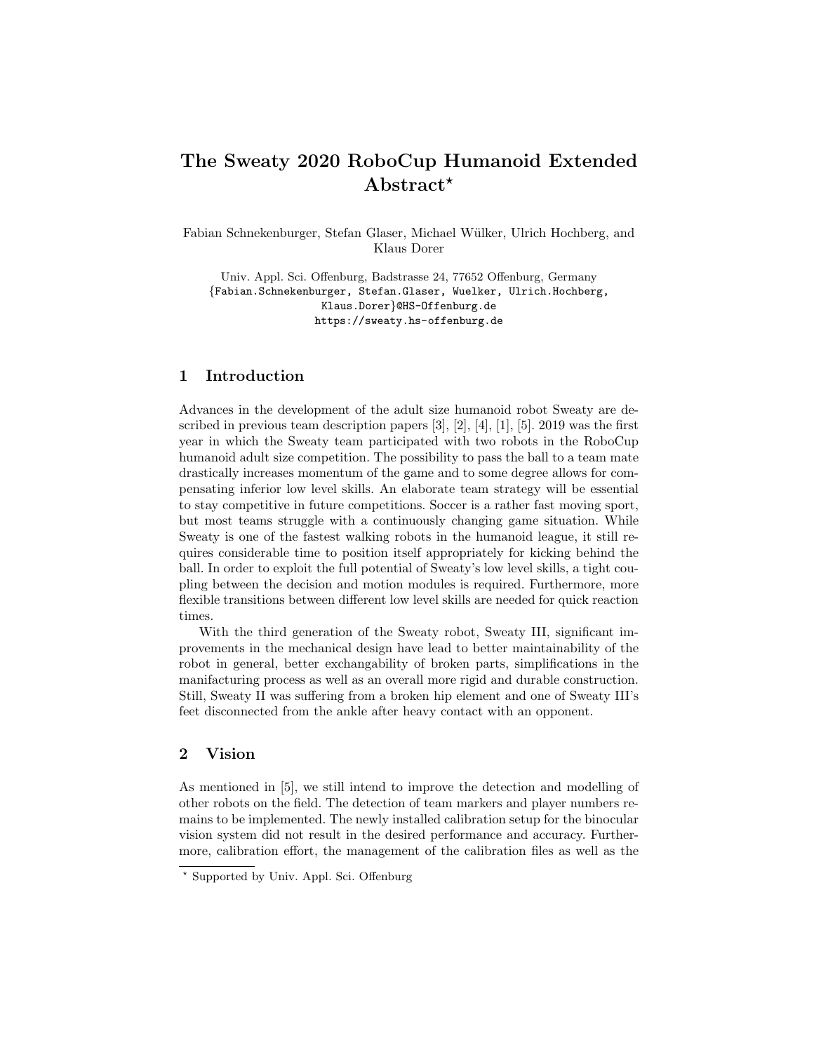# The Sweaty 2020 RoboCup Humanoid Extended Abstract*

Fabian Schnekenburger, Stefan Glaser, Michael Wülker, Ulrich Hochberg, and Klaus Dorer

Univ. Appl. Sci. Offenburg, Badstrasse 24, 77652 Offenburg, Germany
{Fabian.Schnekenburger, Stefan.Glaser, Wuelker, Ulrich.Hochberg, Klaus.Dorer}@HS-Offenburg.de
https://sweaty.hs-offenburg.de

## 1 Introduction

Advances in the development of the adult size humanoid robot Sweaty are described in previous team description papers [3], [2], [4], [1], [5]. 2019 was the first year in which the Sweaty team participated with two robots in the RoboCup humanoid adult size competition. The possibility to pass the ball to a team mate drastically increases momentum of the game and to some degree allows for compensating inferior low level skills. An elaborate team strategy will be essential to stay competitive in future competitions. Soccer is a rather fast moving sport, but most teams struggle with a continuously changing game situation. While Sweaty is one of the fastest walking robots in the humanoid league, it still requires considerable time to position itself appropriately for kicking behind the ball. In order to exploit the full potential of Sweaty's low level skills, a tight coupling between the decision and motion modules is required. Furthermore, more flexible transitions between different low level skills are needed for quick reaction times.

With the third generation of the Sweaty robot, Sweaty III, significant improvements in the mechanical design have lead to better maintainability of the robot in general, better exchangability of broken parts, simplifications in the manifacturing process as well as an overall more rigid and durable construction. Still, Sweaty II was suffering from a broken hip element and one of Sweaty III's feet disconnected from the ankle after heavy contact with an opponent.

## 2 Vision

As mentioned in [5], we still intend to improve the detection and modelling of other robots on the field. The detection of team markers and player numbers remains to be implemented. The newly installed calibration setup for the binocular vision system did not result in the desired performance and accuracy. Furthermore, calibration effort, the management of the calibration files as well as the

* Supported by Univ. Appl. Sci. Offenburg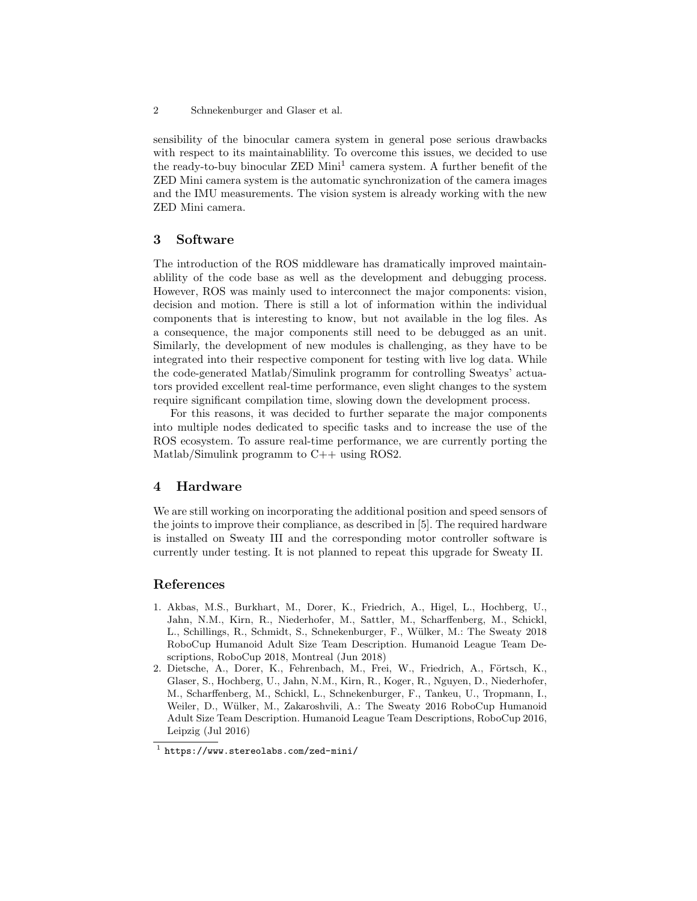sensibility of the binocular camera system in general pose serious drawbacks with respect to its maintainablility. To overcome this issues, we decided to use the ready-to-buy binocular ZED Mini[1] camera system. A further benefit of the ZED Mini camera system is the automatic synchronization of the camera images and the IMU measurements. The vision system is already working with the new ZED Mini camera.

## 3 Software

The introduction of the ROS middleware has dramatically improved maintainablility of the code base as well as the development and debugging process. However, ROS was mainly used to interconnect the major components: vision, decision and motion. There is still a lot of information within the individual components that is interesting to know, but not available in the log files. As a consequence, the major components still need to be debugged as an unit. Similarly, the development of new modules is challenging, as they have to be integrated into their respective component for testing with live log data. While the code-generated Matlab/Simulink programm for controlling Sweatys' actuators provided excellent real-time performance, even slight changes to the system require significant compilation time, slowing down the development process.

For this reasons, it was decided to further separate the major components into multiple nodes dedicated to specific tasks and to increase the use of the ROS ecosystem. To assure real-time performance, we are currently porting the Matlab/Simulink programm to C++ using ROS2.

## 4 Hardware

We are still working on incorporating the additional position and speed sensors of the joints to improve their compliance, as described in [5]. The required hardware is installed on Sweaty III and the corresponding motor controller software is currently under testing. It is not planned to repeat this upgrade for Sweaty II.

## References

1. Akbas, M.S., Burkhart, M., Dorer, K., Friedrich, A., Higel, L., Hochberg, U., Jahn, N.M., Kirn, R., Niederhofer, M., Sattler, M., Scharffenberg, M., Schickl, L., Schillings, R., Schmidt, S., Schnekenburger, F., Wülker, M.: The Sweaty 2018 RoboCup Humanoid Adult Size Team Description. Humanoid League Team Descriptions, RoboCup 2018, Montreal (Jun 2018)
2. Dietsche, A., Dorer, K., Fehrenbach, M., Frei, W., Friedrich, A., Förtsch, K., Glaser, S., Hochberg, U., Jahn, N.M., Kirn, R., Koger, R., Nguyen, D., Niederhofer, M., Scharffenberg, M., Schickl, L., Schnekenburger, F., Tankeu, U., Tropmann, I., Weiler, D., Wülker, M., Zakaroshvili, A.: The Sweaty 2016 RoboCup Humanoid Adult Size Team Description. Humanoid League Team Descriptions, RoboCup 2016, Leipzig (Jul 2016)

[1] https://www.stereolabs.com/zed-mini/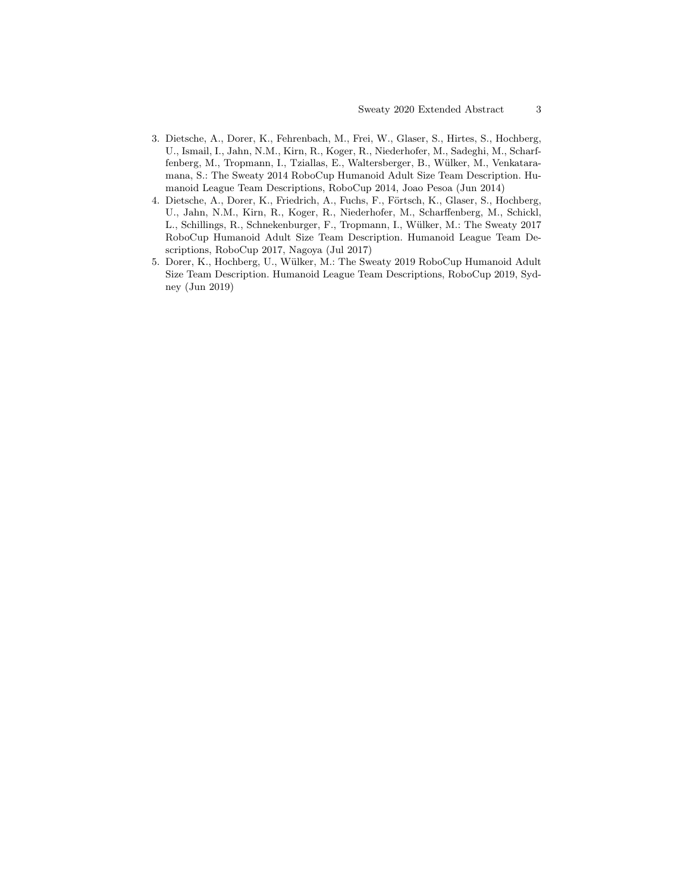3. Dietsche, A., Dorer, K., Fehrenbach, M., Frei, W., Glaser, S., Hirtes, S., Hochberg, U., Ismail, I., Jahn, N.M., Kirn, R., Koger, R., Niederhofer, M., Sadeghi, M., Scharffenberg, M., Tropmann, I., Tziallas, E., Waltersberger, B., Wülker, M., Venkataramana, S.: The Sweaty 2014 RoboCup Humanoid Adult Size Team Description. Humanoid League Team Descriptions, RoboCup 2014, Joao Pesoa (Jun 2014)
4. Dietsche, A., Dorer, K., Friedrich, A., Fuchs, F., Förtsch, K., Glaser, S., Hochberg, U., Jahn, N.M., Kirn, R., Koger, R., Niederhofer, M., Scharffenberg, M., Schickl, L., Schillings, R., Schnekenburger, F., Tropmann, I., Wülker, M.: The Sweaty 2017 RoboCup Humanoid Adult Size Team Description. Humanoid League Team Descriptions, RoboCup 2017, Nagoya (Jul 2017)
5. Dorer, K., Hochberg, U., Wülker, M.: The Sweaty 2019 RoboCup Humanoid Adult Size Team Description. Humanoid League Team Descriptions, RoboCup 2019, Sydney (Jun 2019)